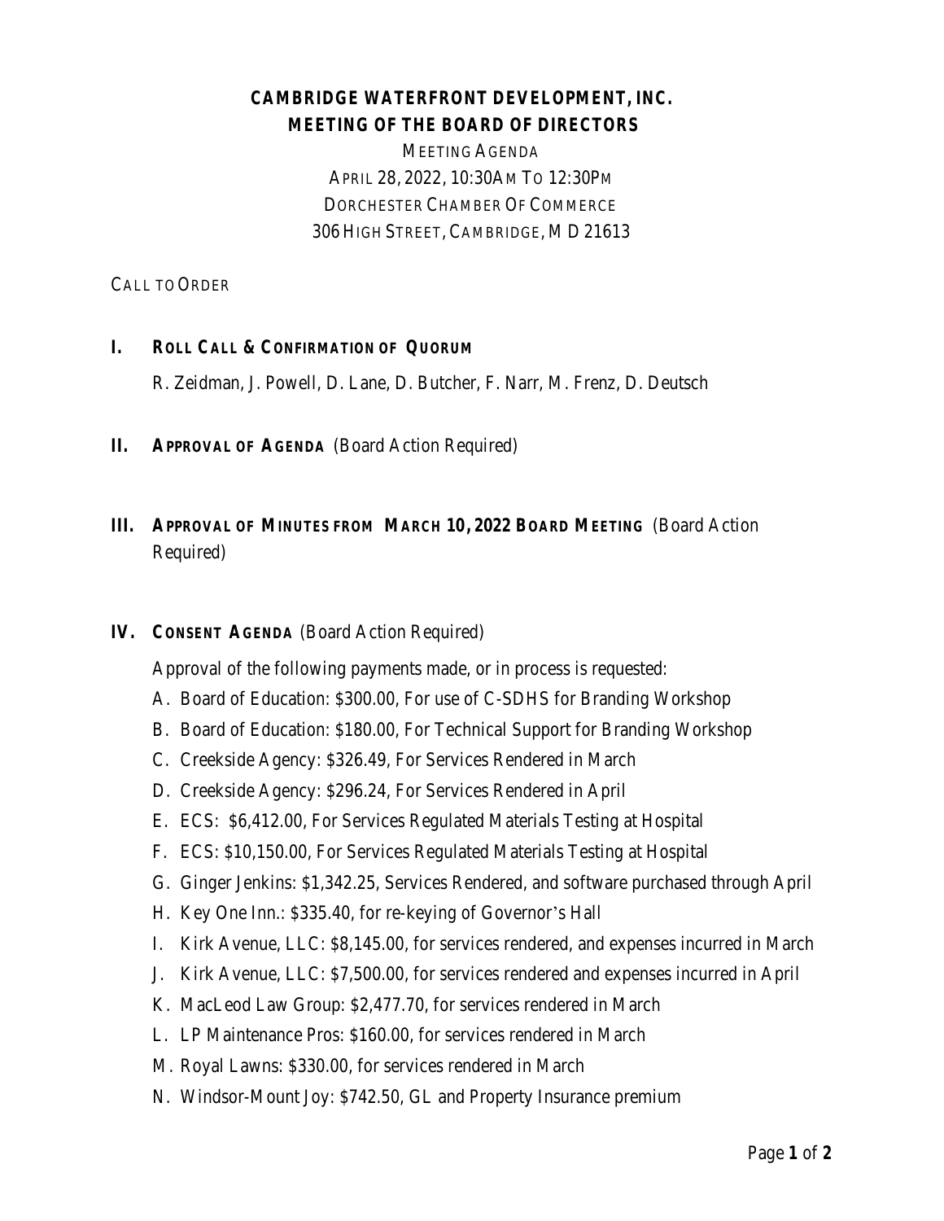# CAMBRIDGE WATERFRONT DEVELOPMENT, INC.
## MEETING OF THE BOARD OF DIRECTORS

MEETING AGENDA
APRIL 28, 2022, 10:30AM TO 12:30PM
DORCHESTER CHAMBER OF COMMERCE
306 HIGH STREET, CAMBRIDGE, MD 21613

CALL TO ORDER

**I. ROLL CALL & CONFIRMATION OF QUORUM**

R. Zeidman, J. Powell, D. Lane, D. Butcher, F. Narr, M. Frenz, D. Deutsch

**II. APPROVAL OF AGENDA** (Board Action Required)

**III. APPROVAL OF MINUTES FROM MARCH 10, 2022 BOARD MEETING** (Board Action Required)

**IV. CONSENT AGENDA** (Board Action Required)

Approval of the following payments made, or in process is requested:

A. Board of Education: $300.00, For use of C-SDHS for Branding Workshop
B. Board of Education: $180.00, For Technical Support for Branding Workshop
C. Creekside Agency: $326.49, For Services Rendered in March
D. Creekside Agency: $296.24, For Services Rendered in April
E. ECS: $6,412.00, For Services Regulated Materials Testing at Hospital
F. ECS: $10,150.00, For Services Regulated Materials Testing at Hospital
G. Ginger Jenkins: $1,342.25, Services Rendered, and software purchased through April
H. Key One Inn.: $335.40, for re-keying of Governor's Hall
I. Kirk Avenue, LLC: $8,145.00, for services rendered, and expenses incurred in March
J. Kirk Avenue, LLC: $7,500.00, for services rendered and expenses incurred in April
K. MacLeod Law Group: $2,477.70, for services rendered in March
L. LP Maintenance Pros: $160.00, for services rendered in March
M. Royal Lawns: $330.00, for services rendered in March
N. Windsor-Mount Joy: $742.50, GL and Property Insurance premium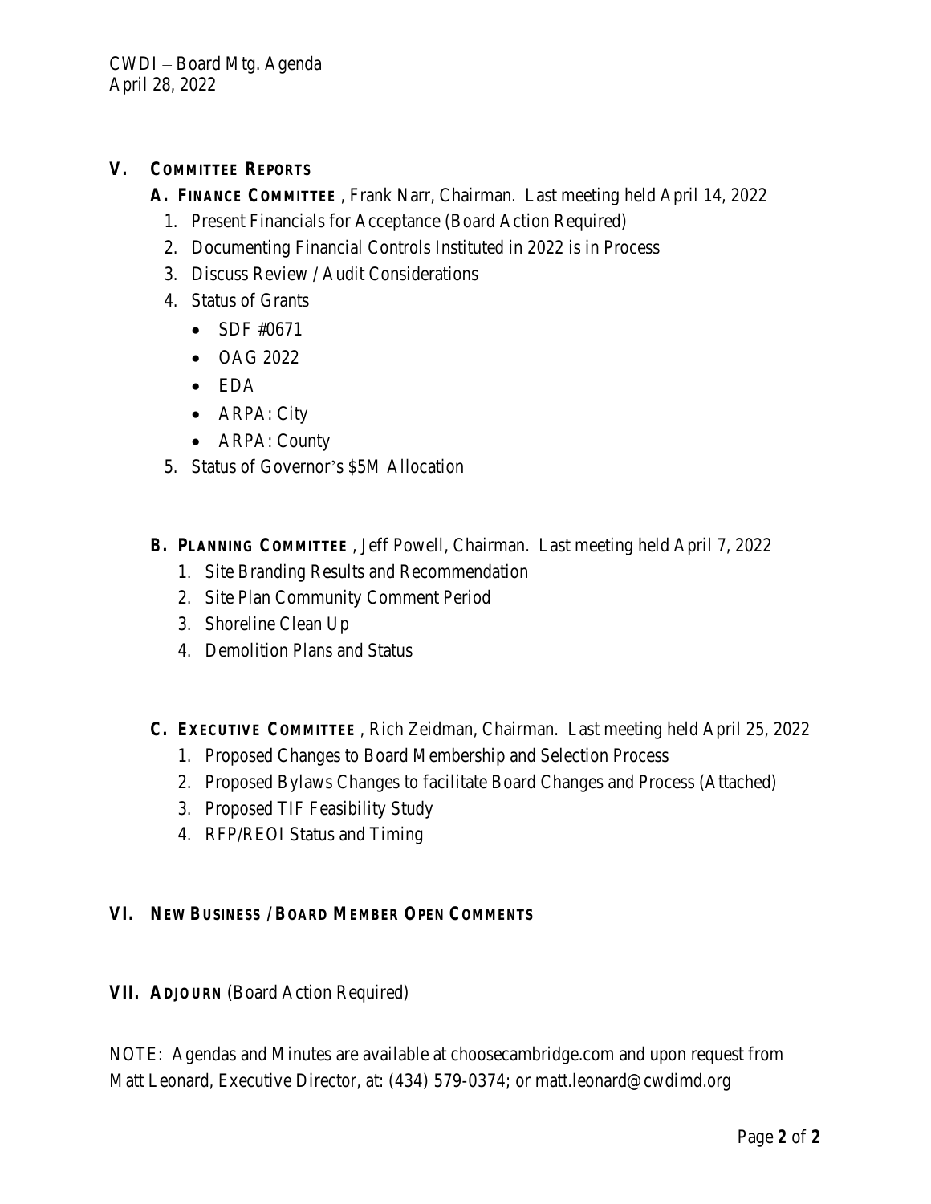## V. Committee Reports

### A. Finance Committee, Frank Narr, Chairman. Last meeting held April 14, 2022

1. Present Financials for Acceptance (Board Action Required)
2. Documenting Financial Controls Instituted in 2022 is in Process
3. Discuss Review / Audit Considerations
4. Status of Grants
   - SDF #0671
   - OAG 2022
   - EDA
   - ARPA: City
   - ARPA: County
5. Status of Governor's $5M Allocation

### B. Planning Committee, Jeff Powell, Chairman. Last meeting held April 7, 2022

1. Site Branding Results and Recommendation
2. Site Plan Community Comment Period
3. Shoreline Clean Up
4. Demolition Plans and Status

### C. Executive Committee, Rich Zeidman, Chairman. Last meeting held April 25, 2022

1. Proposed Changes to Board Membership and Selection Process
2. Proposed Bylaws Changes to facilitate Board Changes and Process (Attached)
3. Proposed TIF Feasibility Study
4. RFP/REOI Status and Timing

## VI. New Business / Board Member Open Comments

## VII. Adjourn (Board Action Required)

NOTE: Agendas and Minutes are available at choosecambridge.com and upon request from Matt Leonard, Executive Director, at: (434) 579-0374; or matt.leonard@cwdimd.org